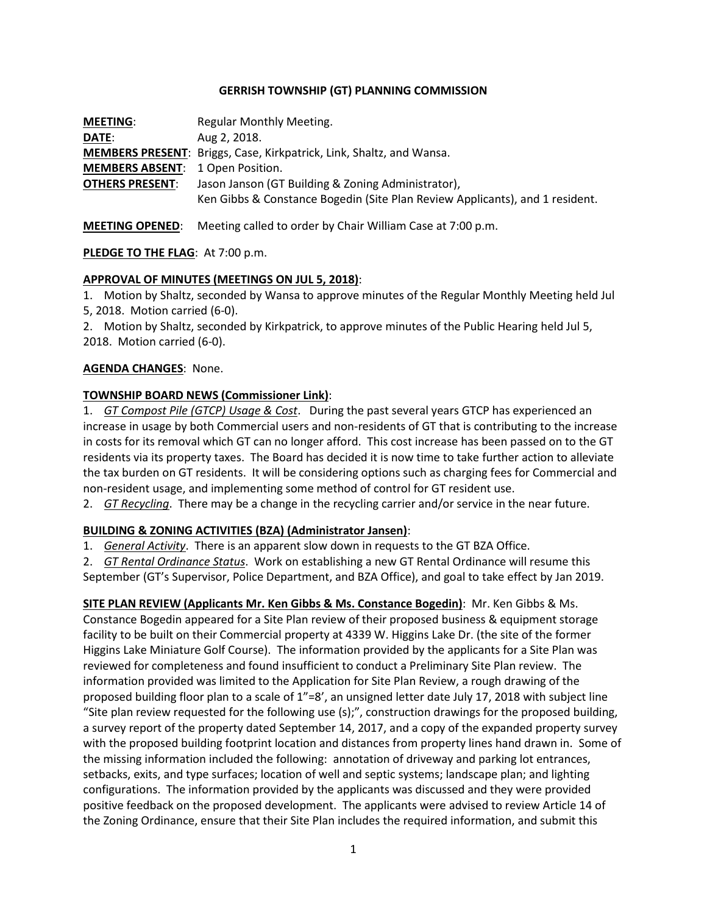# GERRISH TOWNSHIP (GT) PLANNING COMMISSION

**MEETING**: Regular Monthly Meeting.
**DATE**: Aug 2, 2018.
**MEMBERS PRESENT**: Briggs, Case, Kirkpatrick, Link, Shaltz, and Wansa.
**MEMBERS ABSENT**: 1 Open Position.
**OTHERS PRESENT**: Jason Janson (GT Building & Zoning Administrator), Ken Gibbs & Constance Bogedin (Site Plan Review Applicants), and 1 resident.

**MEETING OPENED**: Meeting called to order by Chair William Case at 7:00 p.m.

**PLEDGE TO THE FLAG**: At 7:00 p.m.

**APPROVAL OF MINUTES (MEETINGS ON JUL 5, 2018)**:

1. Motion by Shaltz, seconded by Wansa to approve minutes of the Regular Monthly Meeting held Jul 5, 2018. Motion carried (6-0).
2. Motion by Shaltz, seconded by Kirkpatrick, to approve minutes of the Public Hearing held Jul 5, 2018. Motion carried (6-0).

**AGENDA CHANGES**: None.

**TOWNSHIP BOARD NEWS (Commissioner Link)**:

1. *GT Compost Pile (GTCP) Usage & Cost*. During the past several years GTCP has experienced an increase in usage by both Commercial users and non-residents of GT that is contributing to the increase in costs for its removal which GT can no longer afford. This cost increase has been passed on to the GT residents via its property taxes. The Board has decided it is now time to take further action to alleviate the tax burden on GT residents. It will be considering options such as charging fees for Commercial and non-resident usage, and implementing some method of control for GT resident use.
2. *GT Recycling*. There may be a change in the recycling carrier and/or service in the near future.

**BUILDING & ZONING ACTIVITIES (BZA) (Administrator Jansen)**:

1. *General Activity*. There is an apparent slow down in requests to the GT BZA Office.
2. *GT Rental Ordinance Status*. Work on establishing a new GT Rental Ordinance will resume this September (GT's Supervisor, Police Department, and BZA Office), and goal to take effect by Jan 2019.

**SITE PLAN REVIEW (Applicants Mr. Ken Gibbs & Ms. Constance Bogedin)**: Mr. Ken Gibbs & Ms. Constance Bogedin appeared for a Site Plan review of their proposed business & equipment storage facility to be built on their Commercial property at 4339 W. Higgins Lake Dr. (the site of the former Higgins Lake Miniature Golf Course). The information provided by the applicants for a Site Plan was reviewed for completeness and found insufficient to conduct a Preliminary Site Plan review. The information provided was limited to the Application for Site Plan Review, a rough drawing of the proposed building floor plan to a scale of 1"=8', an unsigned letter date July 17, 2018 with subject line "Site plan review requested for the following use (s);", construction drawings for the proposed building, a survey report of the property dated September 14, 2017, and a copy of the expanded property survey with the proposed building footprint location and distances from property lines hand drawn in. Some of the missing information included the following: annotation of driveway and parking lot entrances, setbacks, exits, and type surfaces; location of well and septic systems; landscape plan; and lighting configurations. The information provided by the applicants was discussed and they were provided positive feedback on the proposed development. The applicants were advised to review Article 14 of the Zoning Ordinance, ensure that their Site Plan includes the required information, and submit this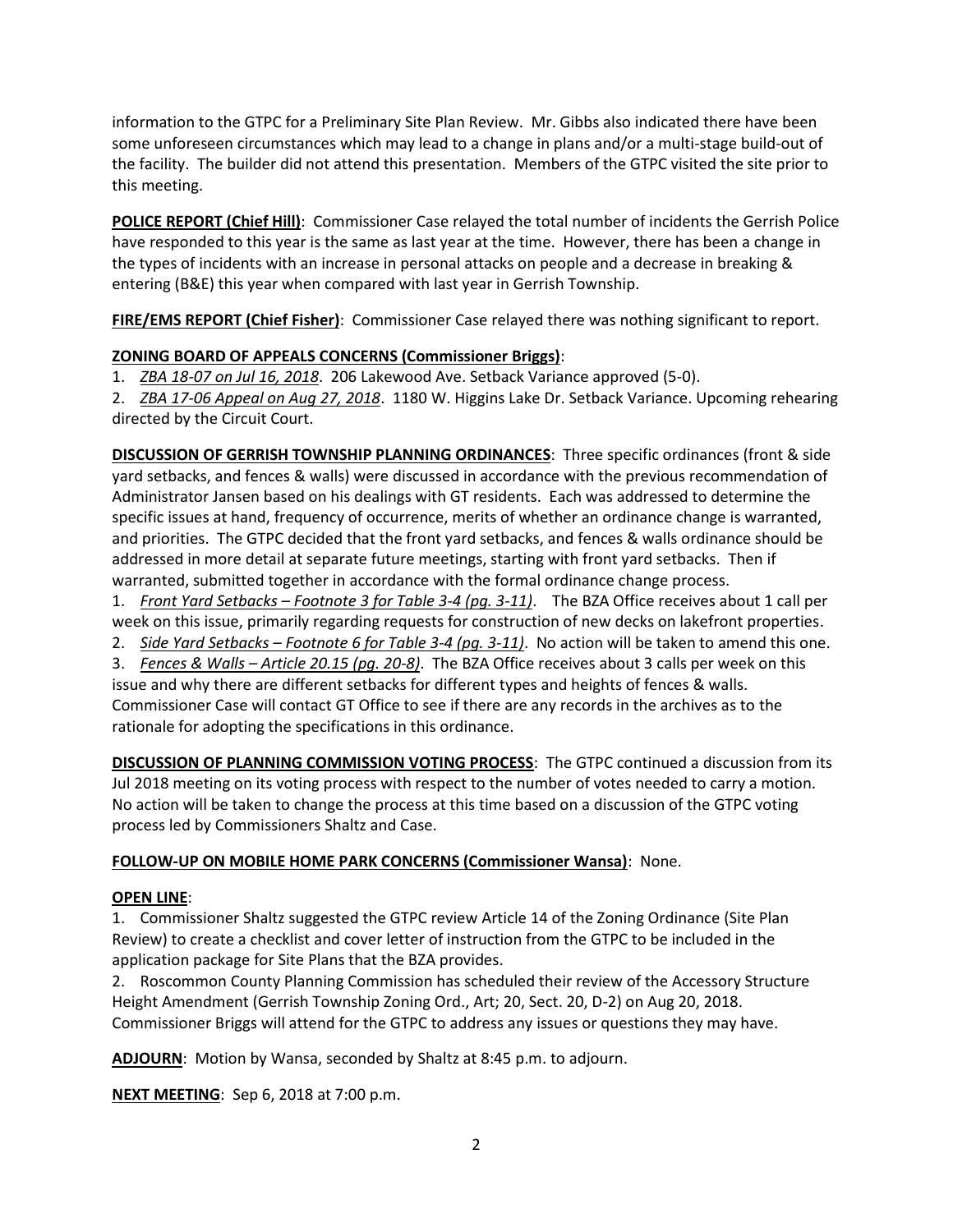information to the GTPC for a Preliminary Site Plan Review. Mr. Gibbs also indicated there have been some unforeseen circumstances which may lead to a change in plans and/or a multi-stage build-out of the facility. The builder did not attend this presentation. Members of the GTPC visited the site prior to this meeting.

**POLICE REPORT (Chief Hill)**: Commissioner Case relayed the total number of incidents the Gerrish Police have responded to this year is the same as last year at the time. However, there has been a change in the types of incidents with an increase in personal attacks on people and a decrease in breaking & entering (B&E) this year when compared with last year in Gerrish Township.

**FIRE/EMS REPORT (Chief Fisher)**: Commissioner Case relayed there was nothing significant to report.

**ZONING BOARD OF APPEALS CONCERNS (Commissioner Briggs)**:

1. *ZBA 18-07 on Jul 16, 2018*. 206 Lakewood Ave. Setback Variance approved (5-0).
2. *ZBA 17-06 Appeal on Aug 27, 2018*. 1180 W. Higgins Lake Dr. Setback Variance. Upcoming rehearing directed by the Circuit Court.

**DISCUSSION OF GERRISH TOWNSHIP PLANNING ORDINANCES**: Three specific ordinances (front & side yard setbacks, and fences & walls) were discussed in accordance with the previous recommendation of Administrator Jansen based on his dealings with GT residents. Each was addressed to determine the specific issues at hand, frequency of occurrence, merits of whether an ordinance change is warranted, and priorities. The GTPC decided that the front yard setbacks, and fences & walls ordinance should be addressed in more detail at separate future meetings, starting with front yard setbacks. Then if warranted, submitted together in accordance with the formal ordinance change process.

1. *Front Yard Setbacks – Footnote 3 for Table 3-4 (pg. 3-11)*. The BZA Office receives about 1 call per week on this issue, primarily regarding requests for construction of new decks on lakefront properties.
2. *Side Yard Setbacks – Footnote 6 for Table 3-4 (pg. 3-11)*. No action will be taken to amend this one.
3. *Fences & Walls – Article 20.15 (pg. 20-8)*. The BZA Office receives about 3 calls per week on this issue and why there are different setbacks for different types and heights of fences & walls. Commissioner Case will contact GT Office to see if there are any records in the archives as to the rationale for adopting the specifications in this ordinance.

**DISCUSSION OF PLANNING COMMISSION VOTING PROCESS**: The GTPC continued a discussion from its Jul 2018 meeting on its voting process with respect to the number of votes needed to carry a motion. No action will be taken to change the process at this time based on a discussion of the GTPC voting process led by Commissioners Shaltz and Case.

**FOLLOW-UP ON MOBILE HOME PARK CONCERNS (Commissioner Wansa)**: None.

**OPEN LINE**:

1. Commissioner Shaltz suggested the GTPC review Article 14 of the Zoning Ordinance (Site Plan Review) to create a checklist and cover letter of instruction from the GTPC to be included in the application package for Site Plans that the BZA provides.
2. Roscommon County Planning Commission has scheduled their review of the Accessory Structure Height Amendment (Gerrish Township Zoning Ord., Art; 20, Sect. 20, D-2) on Aug 20, 2018. Commissioner Briggs will attend for the GTPC to address any issues or questions they may have.

**ADJOURN**: Motion by Wansa, seconded by Shaltz at 8:45 p.m. to adjourn.

**NEXT MEETING**: Sep 6, 2018 at 7:00 p.m.